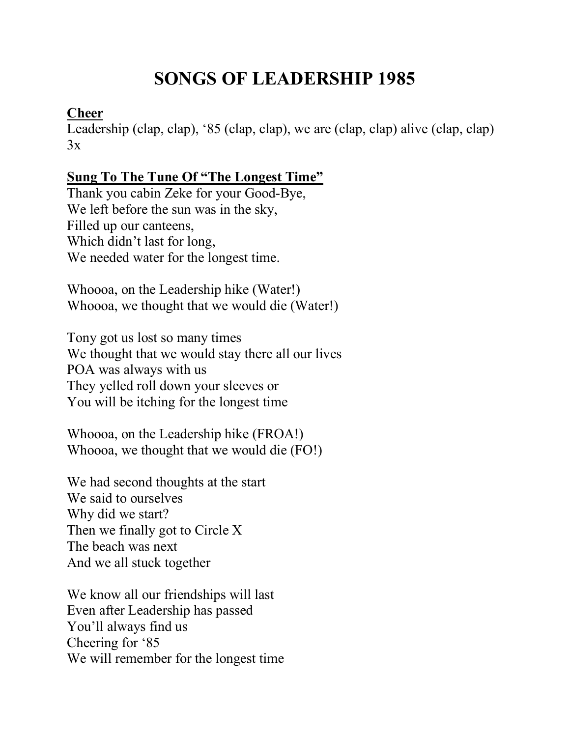# SONGS OF LEADERSHIP 1985

**Cheer**

Leadership (clap, clap), '85 (clap, clap), we are (clap, clap) alive (clap, clap) 3x

**Sung To The Tune Of "The Longest Time"**

Thank you cabin Zeke for your Good-Bye,
We left before the sun was in the sky,
Filled up our canteens,
Which didn't last for long,
We needed water for the longest time.

Whoooa, on the Leadership hike (Water!)
Whoooa, we thought that we would die (Water!)

Tony got us lost so many times
We thought that we would stay there all our lives
POA was always with us
They yelled roll down your sleeves or
You will be itching for the longest time

Whoooa, on the Leadership hike (FROA!)
Whoooa, we thought that we would die (FO!)

We had second thoughts at the start
We said to ourselves
Why did we start?
Then we finally got to Circle X
The beach was next
And we all stuck together

We know all our friendships will last
Even after Leadership has passed
You'll always find us
Cheering for '85
We will remember for the longest time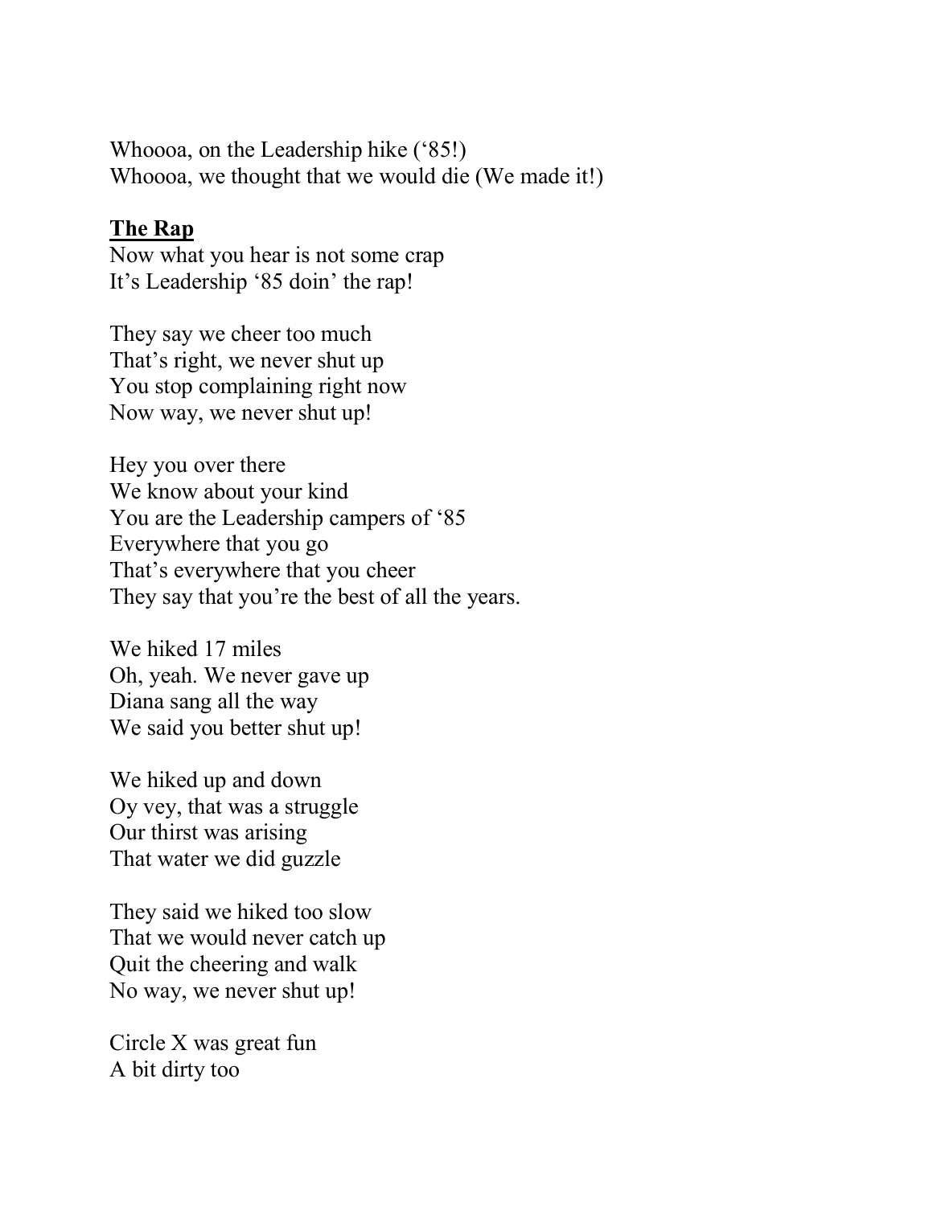Whoooa, on the Leadership hike ('85!)
Whoooa, we thought that we would die (We made it!)

**<u>The Rap</u>**

Now what you hear is not some crap
It's Leadership '85 doin' the rap!

They say we cheer too much
That's right, we never shut up
You stop complaining right now
Now way, we never shut up!

Hey you over there
We know about your kind
You are the Leadership campers of '85
Everywhere that you go
That's everywhere that you cheer
They say that you're the best of all the years.

We hiked 17 miles
Oh, yeah. We never gave up
Diana sang all the way
We said you better shut up!

We hiked up and down
Oy vey, that was a struggle
Our thirst was arising
That water we did guzzle

They said we hiked too slow
That we would never catch up
Quit the cheering and walk
No way, we never shut up!

Circle X was great fun
A bit dirty too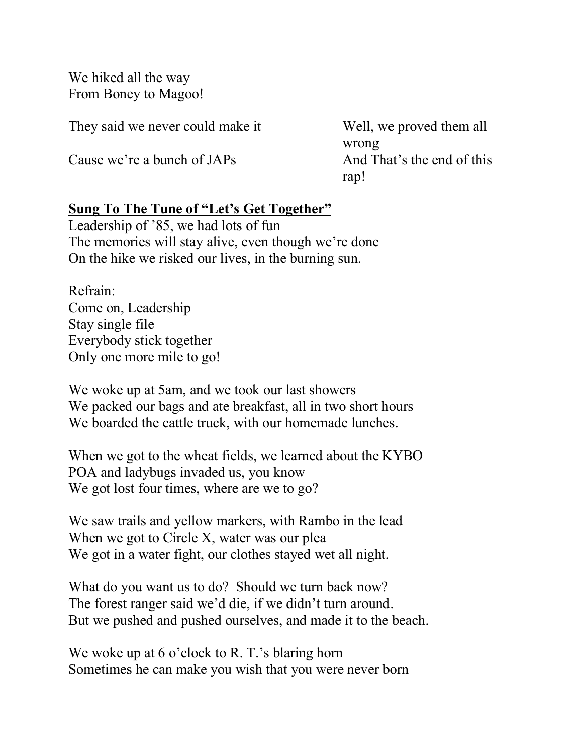We hiked all the way
From Boney to Magoo!

They said we never could make it
Cause we're a bunch of JAPs
Well, we proved them all wrong
And That's the end of this rap!

**Sung To The Tune of "Let's Get Together"**

Leadership of '85, we had lots of fun
The memories will stay alive, even though we're done
On the hike we risked our lives, in the burning sun.

Refrain:
Come on, Leadership
Stay single file
Everybody stick together
Only one more mile to go!

We woke up at 5am, and we took our last showers
We packed our bags and ate breakfast, all in two short hours
We boarded the cattle truck, with our homemade lunches.

When we got to the wheat fields, we learned about the KYBO
POA and ladybugs invaded us, you know
We got lost four times, where are we to go?

We saw trails and yellow markers, with Rambo in the lead
When we got to Circle X, water was our plea
We got in a water fight, our clothes stayed wet all night.

What do you want us to do? Should we turn back now?
The forest ranger said we'd die, if we didn't turn around.
But we pushed and pushed ourselves, and made it to the beach.

We woke up at 6 o'clock to R. T.'s blaring horn
Sometimes he can make you wish that you were never born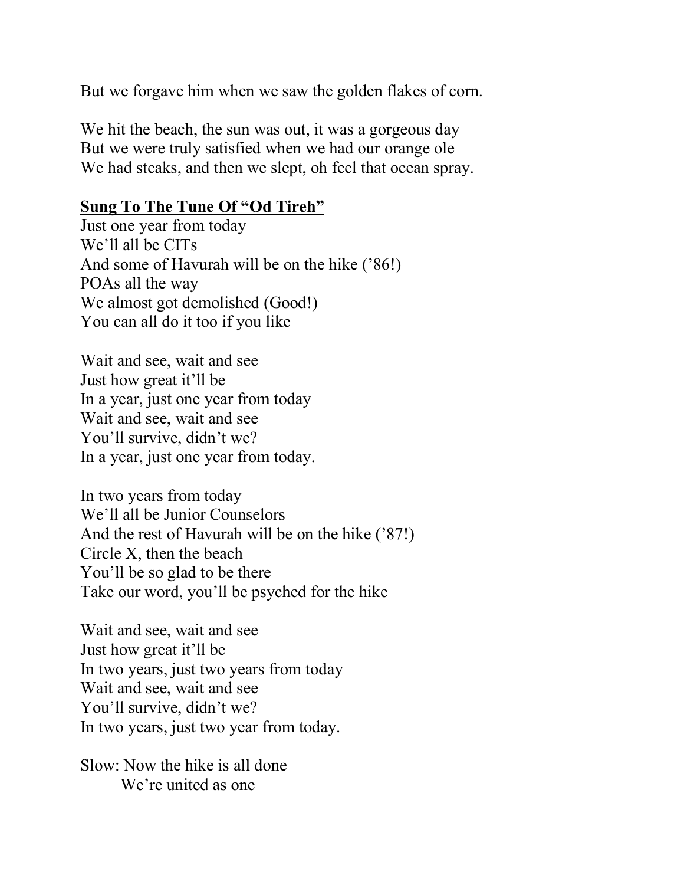But we forgave him when we saw the golden flakes of corn.

We hit the beach, the sun was out, it was a gorgeous day
But we were truly satisfied when we had our orange ole
We had steaks, and then we slept, oh feel that ocean spray.

**Sung To The Tune Of "Od Tireh"**

Just one year from today
We'll all be CITs
And some of Havurah will be on the hike ('86!)
POAs all the way
We almost got demolished (Good!)
You can all do it too if you like

Wait and see, wait and see
Just how great it'll be
In a year, just one year from today
Wait and see, wait and see
You'll survive, didn't we?
In a year, just one year from today.

In two years from today
We'll all be Junior Counselors
And the rest of Havurah will be on the hike ('87!)
Circle X, then the beach
You'll be so glad to be there
Take our word, you'll be psyched for the hike

Wait and see, wait and see
Just how great it'll be
In two years, just two years from today
Wait and see, wait and see
You'll survive, didn't we?
In two years, just two year from today.

Slow: Now the hike is all done
We're united as one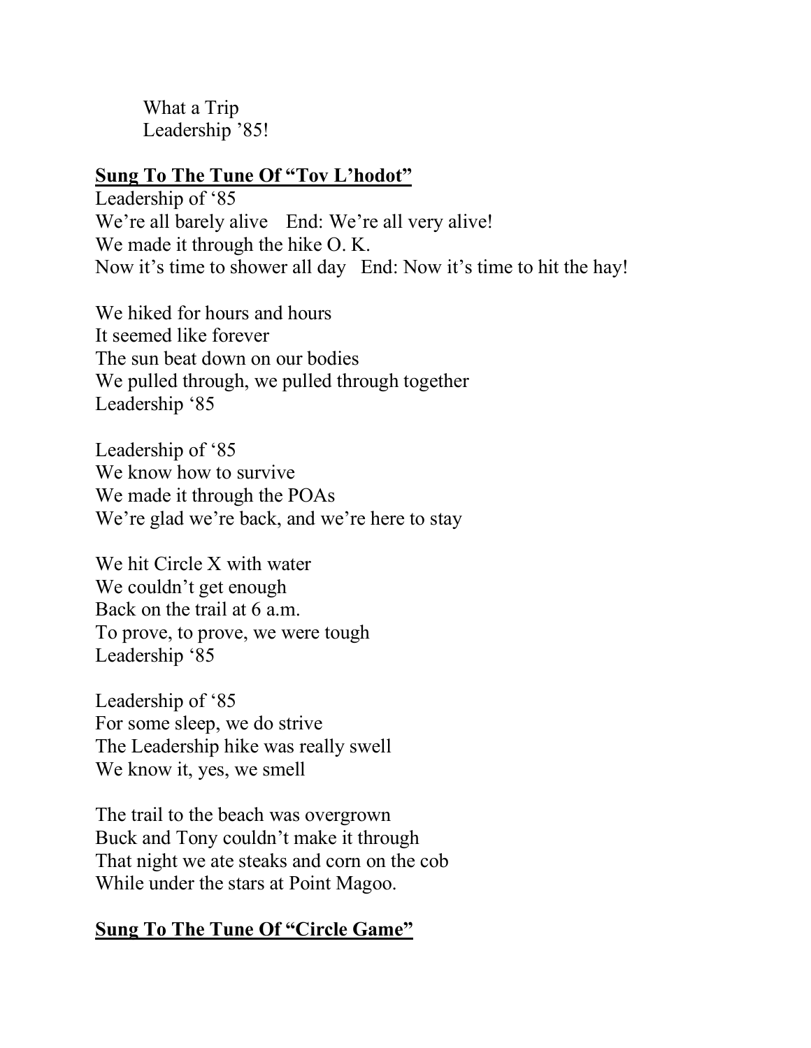What a Trip
Leadership '85!

**<u>Sung To The Tune Of "Tov L'hodot"</u>**

Leadership of '85
We're all barely alive  End: We're all very alive!
We made it through the hike O. K.
Now it's time to shower all day  End: Now it's time to hit the hay!

We hiked for hours and hours
It seemed like forever
The sun beat down on our bodies
We pulled through, we pulled through together
Leadership '85

Leadership of '85
We know how to survive
We made it through the POAs
We're glad we're back, and we're here to stay

We hit Circle X with water
We couldn't get enough
Back on the trail at 6 a.m.
To prove, to prove, we were tough
Leadership '85

Leadership of '85
For some sleep, we do strive
The Leadership hike was really swell
We know it, yes, we smell

The trail to the beach was overgrown
Buck and Tony couldn't make it through
That night we ate steaks and corn on the cob
While under the stars at Point Magoo.

**<u>Sung To The Tune Of "Circle Game"</u>**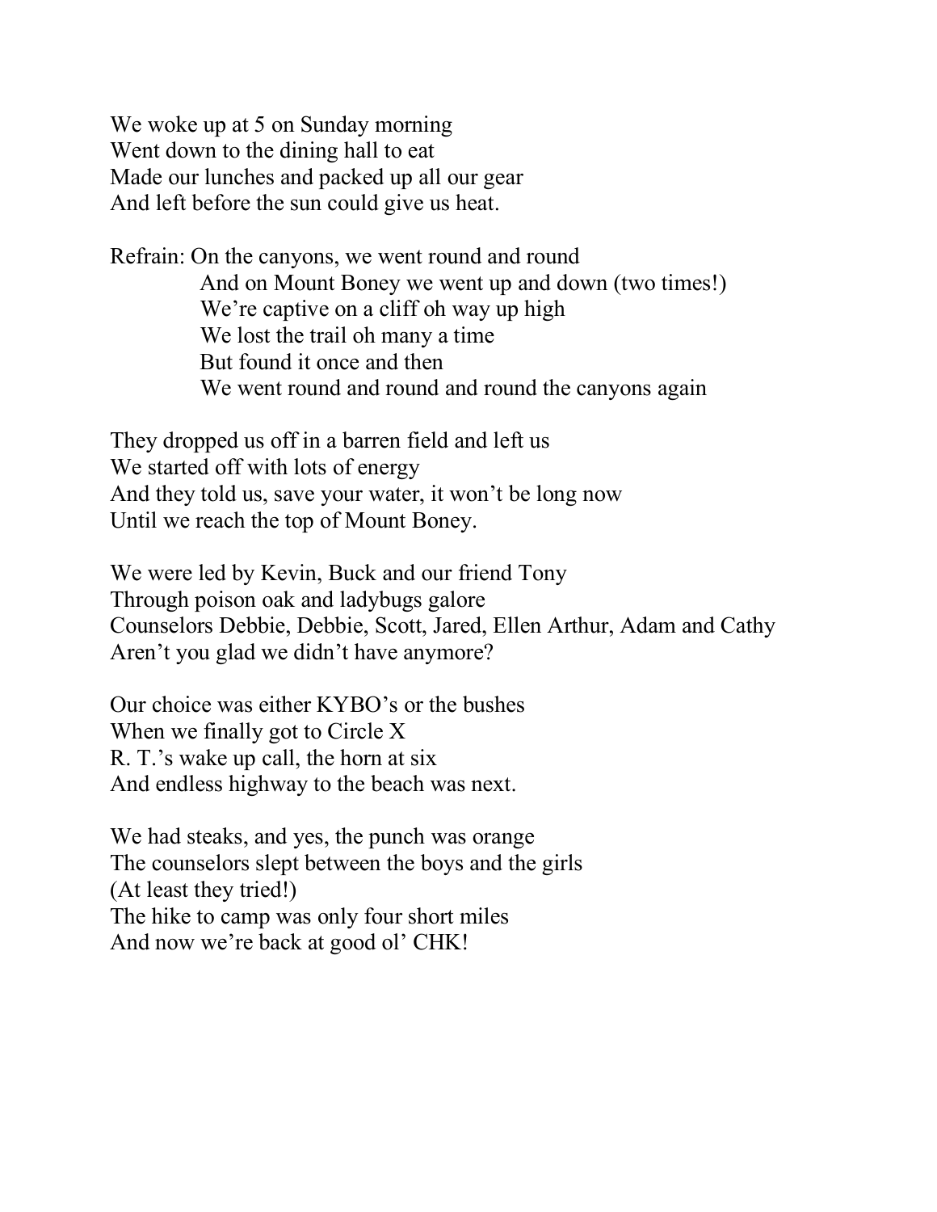We woke up at 5 on Sunday morning
Went down to the dining hall to eat
Made our lunches and packed up all our gear
And left before the sun could give us heat.

Refrain: On the canyons, we went round and round
And on Mount Boney we went up and down (two times!)
We're captive on a cliff oh way up high
We lost the trail oh many a time
But found it once and then
We went round and round and round the canyons again

They dropped us off in a barren field and left us
We started off with lots of energy
And they told us, save your water, it won't be long now
Until we reach the top of Mount Boney.

We were led by Kevin, Buck and our friend Tony
Through poison oak and ladybugs galore
Counselors Debbie, Debbie, Scott, Jared, Ellen Arthur, Adam and Cathy
Aren't you glad we didn't have anymore?

Our choice was either KYBO's or the bushes
When we finally got to Circle X
R. T.'s wake up call, the horn at six
And endless highway to the beach was next.

We had steaks, and yes, the punch was orange
The counselors slept between the boys and the girls
(At least they tried!)
The hike to camp was only four short miles
And now we're back at good ol' CHK!